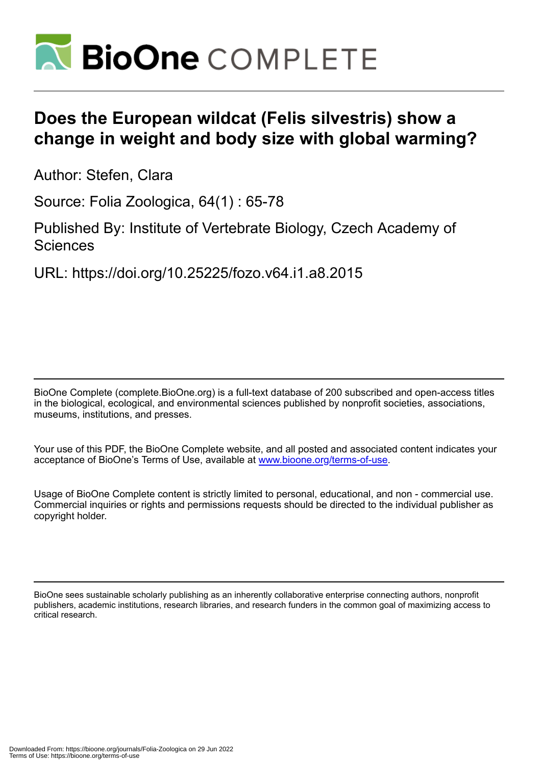# BioOne COMPLETE

## Does the European wildcat (Felis silvestris) show a change in weight and body size with global warming?

Author: Stefen, Clara

Source: Folia Zoologica, 64(1) : 65-78

Published By: Institute of Vertebrate Biology, Czech Academy of Sciences

URL: https://doi.org/10.25225/fozo.v64.i1.a8.2015

---

BioOne Complete (complete.BioOne.org) is a full-text database of 200 subscribed and open-access titles in the biological, ecological, and environmental sciences published by nonprofit societies, associations, museums, institutions, and presses.

Your use of this PDF, the BioOne Complete website, and all posted and associated content indicates your acceptance of BioOne's Terms of Use, available at www.bioone.org/terms-of-use.

Usage of BioOne Complete content is strictly limited to personal, educational, and non - commercial use. Commercial inquiries or rights and permissions requests should be directed to the individual publisher as copyright holder.

---

BioOne sees sustainable scholarly publishing as an inherently collaborative enterprise connecting authors, nonprofit publishers, academic institutions, research libraries, and research funders in the common goal of maximizing access to critical research.

Downloaded From: https://bioone.org/journals/Folia-Zoologica on 29 Jun 2022
Terms of Use: https://bioone.org/terms-of-use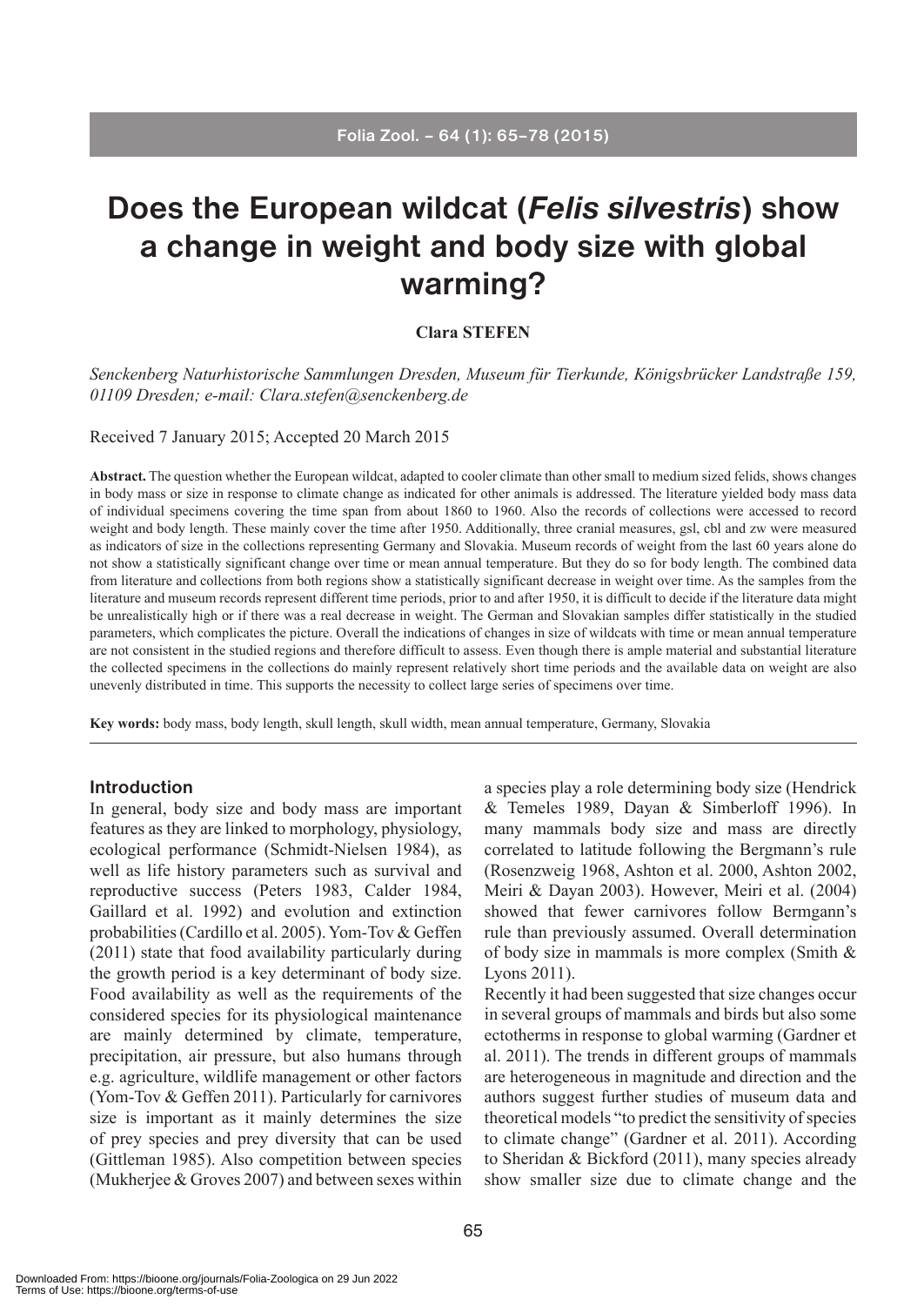# Does the European wildcat (*Felis silvestris*) show a change in weight and body size with global warming?

**Clara STEFEN**

*Senckenberg Naturhistorische Sammlungen Dresden, Museum für Tierkunde, Königsbrücker Landstraße 159, 01109 Dresden; e-mail: Clara.stefen@senckenberg.de*

Received 7 January 2015; Accepted 20 March 2015

**Abstract.** The question whether the European wildcat, adapted to cooler climate than other small to medium sized felids, shows changes in body mass or size in response to climate change as indicated for other animals is addressed. The literature yielded body mass data of individual specimens covering the time span from about 1860 to 1960. Also the records of collections were accessed to record weight and body length. These mainly cover the time after 1950. Additionally, three cranial measures, gsl, cbl and zw were measured as indicators of size in the collections representing Germany and Slovakia. Museum records of weight from the last 60 years alone do not show a statistically significant change over time or mean annual temperature. But they do so for body length. The combined data from literature and collections from both regions show a statistically significant decrease in weight over time. As the samples from the literature and museum records represent different time periods, prior to and after 1950, it is difficult to decide if the literature data might be unrealistically high or if there was a real decrease in weight. The German and Slovakian samples differ statistically in the studied parameters, which complicates the picture. Overall the indications of changes in size of wildcats with time or mean annual temperature are not consistent in the studied regions and therefore difficult to assess. Even though there is ample material and substantial literature the collected specimens in the collections do mainly represent relatively short time periods and the available data on weight are also unevenly distributed in time. This supports the necessity to collect large series of specimens over time.

**Key words:** body mass, body length, skull length, skull width, mean annual temperature, Germany, Slovakia

## Introduction

In general, body size and body mass are important features as they are linked to morphology, physiology, ecological performance (Schmidt-Nielsen 1984), as well as life history parameters such as survival and reproductive success (Peters 1983, Calder 1984, Gaillard et al. 1992) and evolution and extinction probabilities (Cardillo et al. 2005). Yom-Tov & Geffen (2011) state that food availability particularly during the growth period is a key determinant of body size. Food availability as well as the requirements of the considered species for its physiological maintenance are mainly determined by climate, temperature, precipitation, air pressure, but also humans through e.g. agriculture, wildlife management or other factors (Yom-Tov & Geffen 2011). Particularly for carnivores size is important as it mainly determines the size of prey species and prey diversity that can be used (Gittleman 1985). Also competition between species (Mukherjee & Groves 2007) and between sexes within a species play a role determining body size (Hendrick & Temeles 1989, Dayan & Simberloff 1996). In many mammals body size and mass are directly correlated to latitude following the Bergmann's rule (Rosenzweig 1968, Ashton et al. 2000, Ashton 2002, Meiri & Dayan 2003). However, Meiri et al. (2004) showed that fewer carnivores follow Bermgann's rule than previously assumed. Overall determination of body size in mammals is more complex (Smith & Lyons 2011).

Recently it had been suggested that size changes occur in several groups of mammals and birds but also some ectotherms in response to global warming (Gardner et al. 2011). The trends in different groups of mammals are heterogeneous in magnitude and direction and the authors suggest further studies of museum data and theoretical models "to predict the sensitivity of species to climate change" (Gardner et al. 2011). According to Sheridan & Bickford (2011), many species already show smaller size due to climate change and the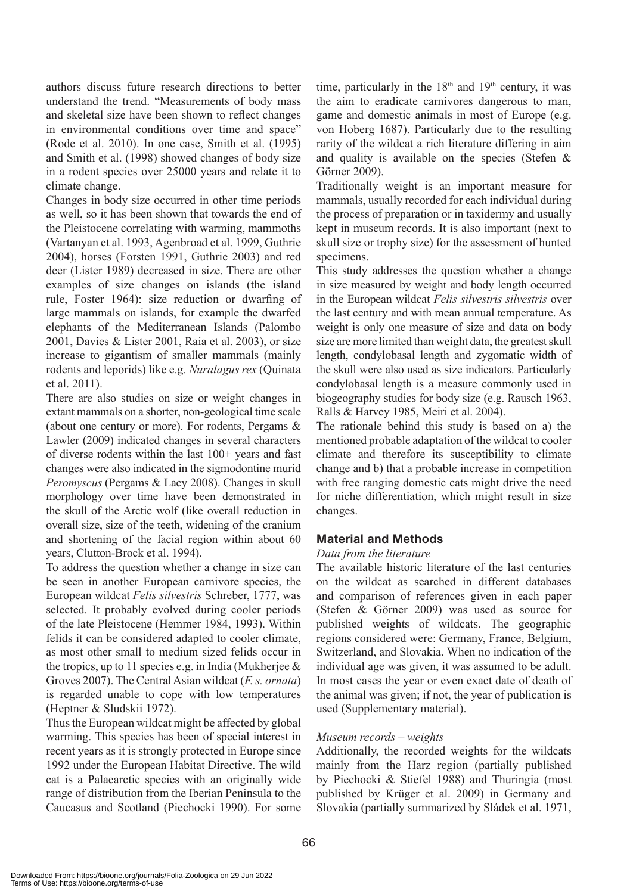authors discuss future research directions to better understand the trend. "Measurements of body mass and skeletal size have been shown to reflect changes in environmental conditions over time and space" (Rode et al. 2010). In one case, Smith et al. (1995) and Smith et al. (1998) showed changes of body size in a rodent species over 25000 years and relate it to climate change.

Changes in body size occurred in other time periods as well, so it has been shown that towards the end of the Pleistocene correlating with warming, mammoths (Vartanyan et al. 1993, Agenbroad et al. 1999, Guthrie 2004), horses (Forsten 1991, Guthrie 2003) and red deer (Lister 1989) decreased in size. There are other examples of size changes on islands (the island rule, Foster 1964): size reduction or dwarfing of large mammals on islands, for example the dwarfed elephants of the Mediterranean Islands (Palombo 2001, Davies & Lister 2001, Raia et al. 2003), or size increase to gigantism of smaller mammals (mainly rodents and leporids) like e.g. *Nuralagus rex* (Quinata et al. 2011).

There are also studies on size or weight changes in extant mammals on a shorter, non-geological time scale (about one century or more). For rodents, Pergams & Lawler (2009) indicated changes in several characters of diverse rodents within the last 100+ years and fast changes were also indicated in the sigmodontine murid *Peromyscus* (Pergams & Lacy 2008). Changes in skull morphology over time have been demonstrated in the skull of the Arctic wolf (like overall reduction in overall size, size of the teeth, widening of the cranium and shortening of the facial region within about 60 years, Clutton-Brock et al. 1994).

To address the question whether a change in size can be seen in another European carnivore species, the European wildcat *Felis silvestris* Schreber, 1777, was selected. It probably evolved during cooler periods of the late Pleistocene (Hemmer 1984, 1993). Within felids it can be considered adapted to cooler climate, as most other small to medium sized felids occur in the tropics, up to 11 species e.g. in India (Mukherjee & Groves 2007). The Central Asian wildcat (*F. s. ornata*) is regarded unable to cope with low temperatures (Heptner & Sludskii 1972).

Thus the European wildcat might be affected by global warming. This species has been of special interest in recent years as it is strongly protected in Europe since 1992 under the European Habitat Directive. The wild cat is a Palaearctic species with an originally wide range of distribution from the Iberian Peninsula to the Caucasus and Scotland (Piechocki 1990). For some time, particularly in the 18th and 19th century, it was the aim to eradicate carnivores dangerous to man, game and domestic animals in most of Europe (e.g. von Hoberg 1687). Particularly due to the resulting rarity of the wildcat a rich literature differing in aim and quality is available on the species (Stefen & Görner 2009).

Traditionally weight is an important measure for mammals, usually recorded for each individual during the process of preparation or in taxidermy and usually kept in museum records. It is also important (next to skull size or trophy size) for the assessment of hunted specimens.

This study addresses the question whether a change in size measured by weight and body length occurred in the European wildcat *Felis silvestris silvestris* over the last century and with mean annual temperature. As weight is only one measure of size and data on body size are more limited than weight data, the greatest skull length, condylobasal length and zygomatic width of the skull were also used as size indicators. Particularly condylobasal length is a measure commonly used in biogeography studies for body size (e.g. Rausch 1963, Ralls & Harvey 1985, Meiri et al. 2004).

The rationale behind this study is based on a) the mentioned probable adaptation of the wildcat to cooler climate and therefore its susceptibility to climate change and b) that a probable increase in competition with free ranging domestic cats might drive the need for niche differentiation, which might result in size changes.

## Material and Methods

*Data from the literature*

The available historic literature of the last centuries on the wildcat as searched in different databases and comparison of references given in each paper (Stefen & Görner 2009) was used as source for published weights of wildcats. The geographic regions considered were: Germany, France, Belgium, Switzerland, and Slovakia. When no indication of the individual age was given, it was assumed to be adult. In most cases the year or even exact date of death of the animal was given; if not, the year of publication is used (Supplementary material).

*Museum records – weights*

Additionally, the recorded weights for the wildcats mainly from the Harz region (partially published by Piechocki & Stiefel 1988) and Thuringia (most published by Krüger et al. 2009) in Germany and Slovakia (partially summarized by Sládek et al. 1971,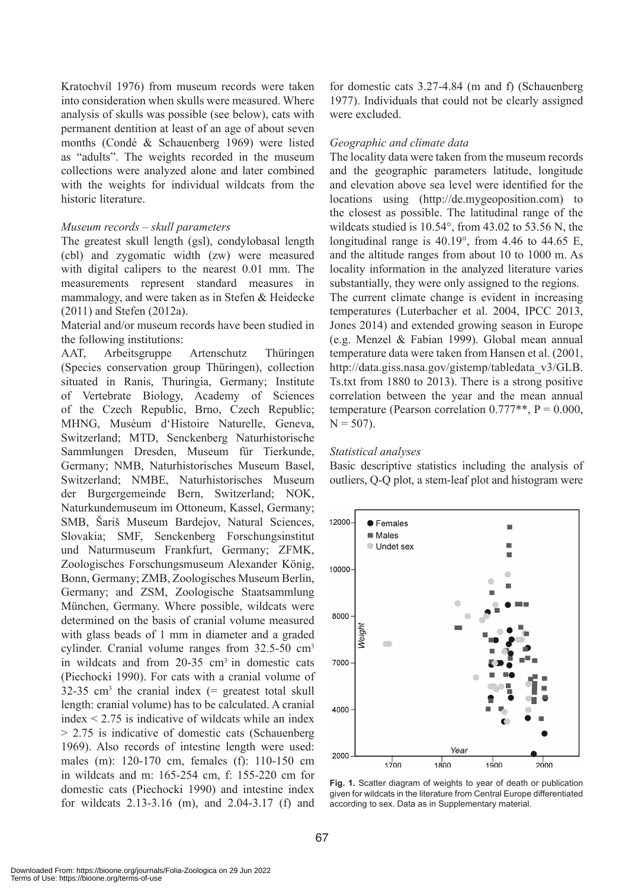Kratochvíl 1976) from museum records were taken into consideration when skulls were measured. Where analysis of skulls was possible (see below), cats with permanent dentition at least of an age of about seven months (Condé & Schauenberg 1969) were listed as "adults". The weights recorded in the museum collections were analyzed alone and later combined with the weights for individual wildcats from the historic literature.

*Museum records – skull parameters*

The greatest skull length (gsl), condylobasal length (cbl) and zygomatic width (zw) were measured with digital calipers to the nearest 0.01 mm. The measurements represent standard measures in mammalogy, and were taken as in Stefen & Heidecke (2011) and Stefen (2012a).

Material and/or museum records have been studied in the following institutions:

AAT, Arbeitsgruppe Artenschutz Thüringen (Species conservation group Thüringen), collection situated in Ranis, Thuringia, Germany; Institute of Vertebrate Biology, Academy of Sciences of the Czech Republic, Brno, Czech Republic; MHNG, Muséum d'Histoire Naturelle, Geneva, Switzerland; MTD, Senckenberg Naturhistorische Sammlungen Dresden, Museum für Tierkunde, Germany; NMB, Naturhistorisches Museum Basel, Switzerland; NMBE, Naturhistorisches Museum der Burgergemeinde Bern, Switzerland; NOK, Naturkundemuseum im Ottoneum, Kassel, Germany; SMB, Šariš Museum Bardejov, Natural Sciences, Slovakia; SMF, Senckenberg Forschungsinstitut und Naturmuseum Frankfurt, Germany; ZFMK, Zoologisches Forschungsmuseum Alexander König, Bonn, Germany; ZMB, Zoologisches Museum Berlin, Germany; and ZSM, Zoologische Staatsammlung München, Germany. Where possible, wildcats were determined on the basis of cranial volume measured with glass beads of 1 mm in diameter and a graded cylinder. Cranial volume ranges from 32.5-50 $cm^3$ in wildcats and from 20-35 $cm^3$ in domestic cats (Piechocki 1990). For cats with a cranial volume of 32-35 $cm^3$ the cranial index (= greatest total skull length: cranial volume) has to be calculated. A cranial index < 2.75 is indicative of wildcats while an index > 2.75 is indicative of domestic cats (Schauenberg 1969). Also records of intestine length were used: males (m): 120-170 cm, females (f): 110-150 cm in wildcats and m: 165-254 cm, f: 155-220 cm for domestic cats (Piechocki 1990) and intestine index for wildcats 2.13-3.16 (m), and 2.04-3.17 (f) and for domestic cats 3.27-4.84 (m and f) (Schauenberg 1977). Individuals that could not be clearly assigned were excluded.

*Geographic and climate data*

The locality data were taken from the museum records and the geographic parameters latitude, longitude and elevation above sea level were identified for the locations using (http://de.mygeoposition.com) to the closest as possible. The latitudinal range of the wildcats studied is 10.54°, from 43.02 to 53.56 N, the longitudinal range is 40.19°, from 4.46 to 44.65 E, and the altitude ranges from about 10 to 1000 m. As locality information in the analyzed literature varies substantially, they were only assigned to the regions.

The current climate change is evident in increasing temperatures (Luterbacher et al. 2004, IPCC 2013, Jones 2014) and extended growing season in Europe (e.g. Menzel & Fabian 1999). Global mean annual temperature data were taken from Hansen et al. (2001, http://data.giss.nasa.gov/gistemp/tabledata_v3/GLB.Ts.txt from 1880 to 2013). There is a strong positive correlation between the year and the mean annual temperature (Pearson correlation 0.777**, $P = 0.000$, $N = 507$).

*Statistical analyses*

Basic descriptive statistics including the analysis of outliers, Q-Q plot, a stem-leaf plot and histogram were

**Fig. 1.** Scatter diagram of weights to year of death or publication given for wildcats in the literature from Central Europe differentiated according to sex. Data as in Supplementary material.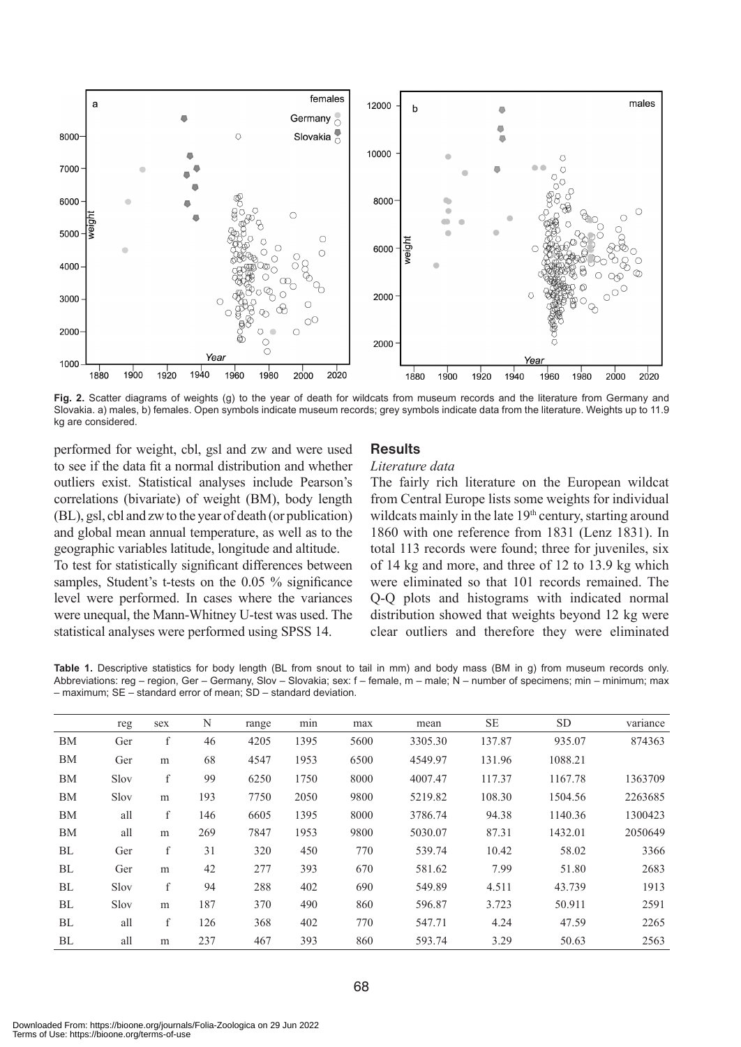Fig. 2. Scatter diagrams of weights (g) to the year of death for wildcats from museum records and the literature from Germany and Slovakia. a) males, b) females. Open symbols indicate museum records; grey symbols indicate data from the literature. Weights up to 11.9 kg are considered.

performed for weight, cbl, gsl and zw and were used to see if the data fit a normal distribution and whether outliers exist. Statistical analyses include Pearson's correlations (bivariate) of weight (BM), body length (BL), gsl, cbl and zw to the year of death (or publication) and global mean annual temperature, as well as to the geographic variables latitude, longitude and altitude.

To test for statistically significant differences between samples, Student's t-tests on the 0.05 % significance level were performed. In cases where the variances were unequal, the Mann-Whitney U-test was used. The statistical analyses were performed using SPSS 14.

## Results

### *Literature data*

The fairly rich literature on the European wildcat from Central Europe lists some weights for individual wildcats mainly in the late 19th century, starting around 1860 with one reference from 1831 (Lenz 1831). In total 113 records were found; three for juveniles, six of 14 kg and more, and three of 12 to 13.9 kg which were eliminated so that 101 records remained. The Q-Q plots and histograms with indicated normal distribution showed that weights beyond 12 kg were clear outliers and therefore they were eliminated

**Table 1.** Descriptive statistics for body length (BL from snout to tail in mm) and body mass (BM in g) from museum records only. Abbreviations: reg – region, Ger – Germany, Slov – Slovakia; sex: f – female, m – male; N – number of specimens; min – minimum; max – maximum; SE – standard error of mean; SD – standard deviation.

| | reg | sex | N | range | min | max | mean | SE | SD | variance |
|---|---|---|---|---|---|---|---|---|---|---|
| BM | Ger | f | 46 | 4205 | 1395 | 5600 | 3305.30 | 137.87 | 935.07 | 874363 |
| BM | Ger | m | 68 | 4547 | 1953 | 6500 | 4549.97 | 131.96 | 1088.21 | |
| BM | Slov | f | 99 | 6250 | 1750 | 8000 | 4007.47 | 117.37 | 1167.78 | 1363709 |
| BM | Slov | m | 193 | 7750 | 2050 | 9800 | 5219.82 | 108.30 | 1504.56 | 2263685 |
| BM | all | f | 146 | 6605 | 1395 | 8000 | 3786.74 | 94.38 | 1140.36 | 1300423 |
| BM | all | m | 269 | 7847 | 1953 | 9800 | 5030.07 | 87.31 | 1432.01 | 2050649 |
| BL | Ger | f | 31 | 320 | 450 | 770 | 539.74 | 10.42 | 58.02 | 3366 |
| BL | Ger | m | 42 | 277 | 393 | 670 | 581.62 | 7.99 | 51.80 | 2683 |
| BL | Slov | f | 94 | 288 | 402 | 690 | 549.89 | 4.511 | 43.739 | 1913 |
| BL | Slov | m | 187 | 370 | 490 | 860 | 596.87 | 3.723 | 50.911 | 2591 |
| BL | all | f | 126 | 368 | 402 | 770 | 547.71 | 4.24 | 47.59 | 2265 |
| BL | all | m | 237 | 467 | 393 | 860 | 593.74 | 3.29 | 50.63 | 2563 |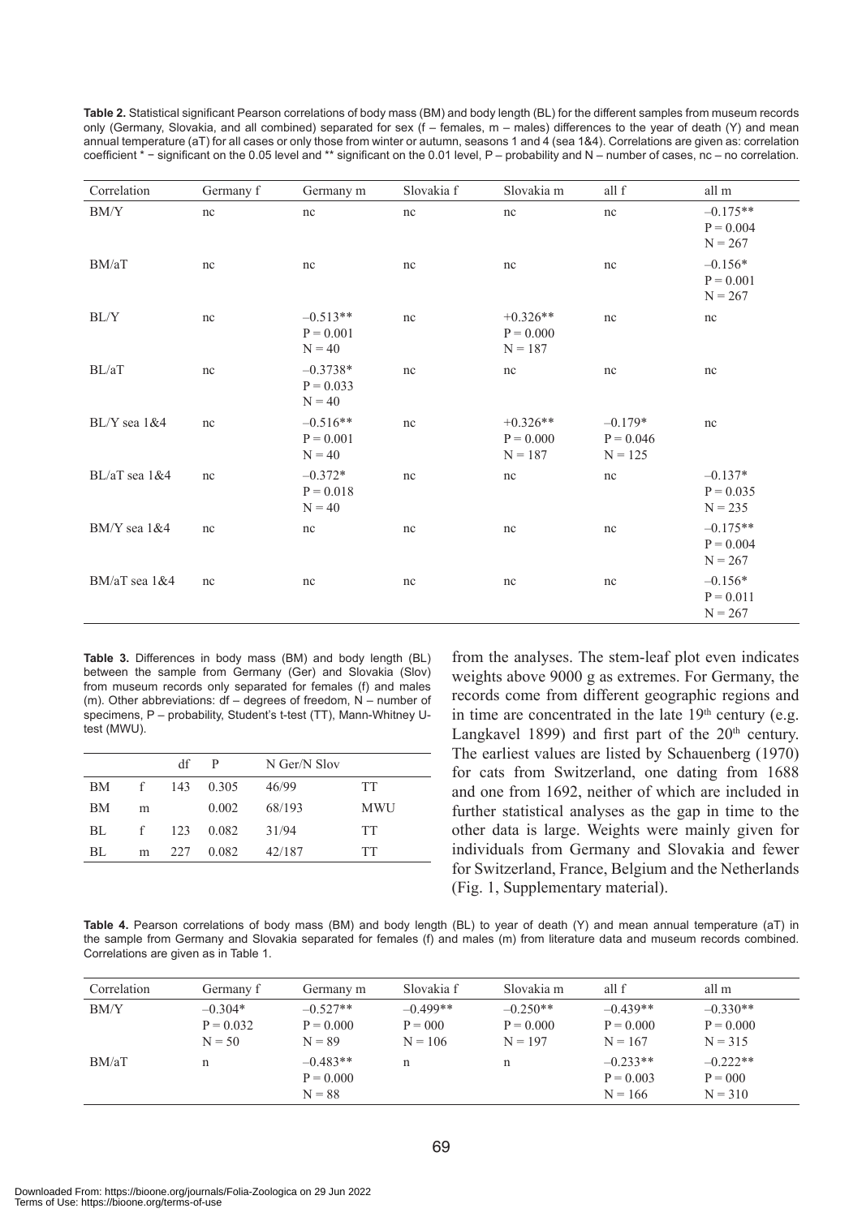**Table 2.** Statistical significant Pearson correlations of body mass (BM) and body length (BL) for the different samples from museum records only (Germany, Slovakia, and all combined) separated for sex (f – females, m – males) differences to the year of death (Y) and mean annual temperature (aT) for all cases or only those from winter or autumn, seasons 1 and 4 (sea 1&4). Correlations are given as: correlation coefficient * − significant on the 0.05 level and ** significant on the 0.01 level, P – probability and N – number of cases, nc – no correlation.

| Correlation | Germany f | Germany m | Slovakia f | Slovakia m | all f | all m |
|---|---|---|---|---|---|---|
| BM/Y | nc | nc | nc | nc | nc | –0.175** P = 0.004 N = 267 |
| BM/aT | nc | nc | nc | nc | nc | –0.156* P = 0.001 N = 267 |
| BL/Y | nc | –0.513** P = 0.001 N = 40 | nc | +0.326** P = 0.000 N = 187 | nc | nc |
| BL/aT | nc | –0.3738* P = 0.033 N = 40 | nc | nc | nc | nc |
| BL/Y sea 1&4 | nc | –0.516** P = 0.001 N = 40 | nc | +0.326** P = 0.000 N = 187 | –0.179* P = 0.046 N = 125 | nc |
| BL/aT sea 1&4 | nc | –0.372* P = 0.018 N = 40 | nc | nc | nc | –0.137* P = 0.035 N = 235 |
| BM/Y sea 1&4 | nc | nc | nc | nc | nc | –0.175** P = 0.004 N = 267 |
| BM/aT sea 1&4 | nc | nc | nc | nc | nc | –0.156* P = 0.011 N = 267 |

**Table 3.** Differences in body mass (BM) and body length (BL) between the sample from Germany (Ger) and Slovakia (Slov) from museum records only separated for females (f) and males (m). Other abbreviations: df – degrees of freedom, N – number of specimens, P – probability, Student's t-test (TT), Mann-Whitney U-test (MWU).

| | | df | P | N Ger/N Slov | |
|---|---|---|---|---|---|
| BM | f | 143 | 0.305 | 46/99 | TT |
| BM | m | | 0.002 | 68/193 | MWU |
| BL | f | 123 | 0.082 | 31/94 | TT |
| BL | m | 227 | 0.082 | 42/187 | TT |

from the analyses. The stem-leaf plot even indicates weights above 9000 g as extremes. For Germany, the records come from different geographic regions and in time are concentrated in the late 19th century (e.g. Langkavel 1899) and first part of the 20th century. The earliest values are listed by Schauenberg (1970) for cats from Switzerland, one dating from 1688 and one from 1692, neither of which are included in further statistical analyses as the gap in time to the other data is large. Weights were mainly given for individuals from Germany and Slovakia and fewer for Switzerland, France, Belgium and the Netherlands (Fig. 1, Supplementary material).

**Table 4.** Pearson correlations of body mass (BM) and body length (BL) to year of death (Y) and mean annual temperature (aT) in the sample from Germany and Slovakia separated for females (f) and males (m) from literature data and museum records combined. Correlations are given as in Table 1.

| Correlation | Germany f | Germany m | Slovakia f | Slovakia m | all f | all m |
|---|---|---|---|---|---|---|
| BM/Y | –0.304* P = 0.032 N = 50 | –0.527** P = 0.000 N = 89 | –0.499** P = 000 N = 106 | –0.250** P = 0.000 N = 197 | –0.439** P = 0.000 N = 167 | –0.330** P = 0.000 N = 315 |
| BM/aT | n | –0.483** P = 0.000 N = 88 | n | n | –0.233** P = 0.003 N = 166 | –0.222** P = 000 N = 310 |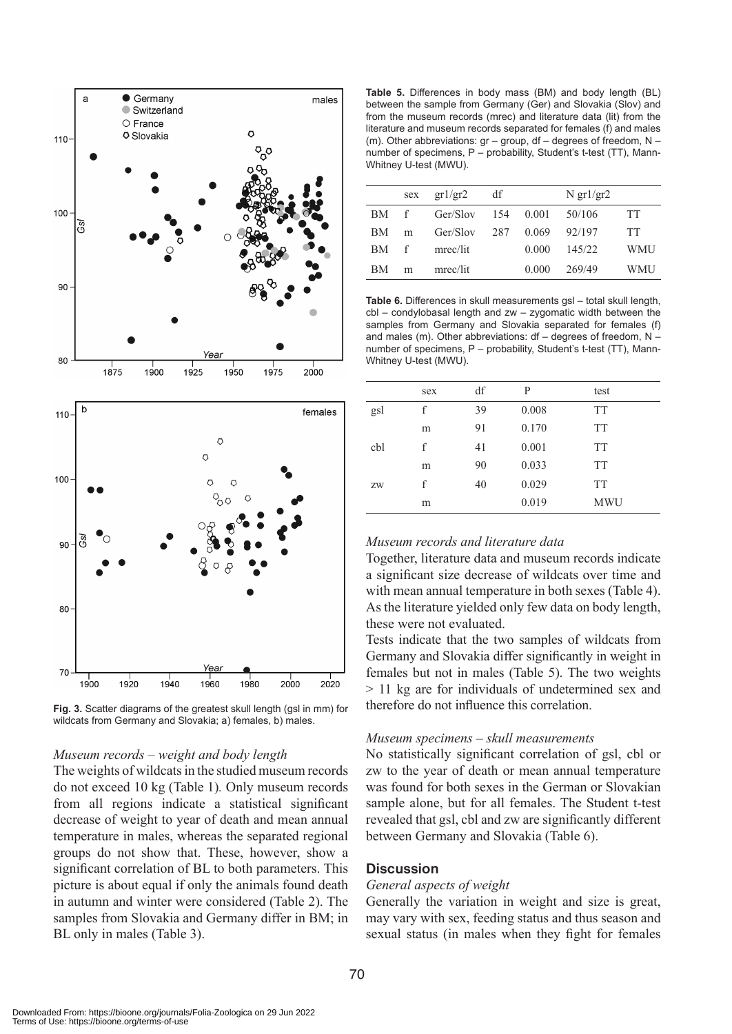Fig. 3. Scatter diagrams of the greatest skull length (gsl in mm) for wildcats from Germany and Slovakia; a) females, b) males.

### *Museum records – weight and body length*

The weights of wildcats in the studied museum records do not exceed 10 kg (Table 1). Only museum records from all regions indicate a statistical significant decrease of weight to year of death and mean annual temperature in males, whereas the separated regional groups do not show that. These, however, show a significant correlation of BL to both parameters. This picture is about equal if only the animals found death in autumn and winter were considered (Table 2). The samples from Slovakia and Germany differ in BM; in BL only in males (Table 3).

**Table 5.** Differences in body mass (BM) and body length (BL) between the sample from Germany (Ger) and Slovakia (Slov) and from the museum records (mrec) and literature data (lit) from the literature and museum records separated for females (f) and males (m). Other abbreviations: gr – group, df – degrees of freedom, N – number of specimens, P – probability, Student's t-test (TT), Mann-Whitney U-test (MWU).

| | sex | gr1/gr2 | df | | N gr1/gr2 | |
|---|---|---|---|---|---|---|
| BM | f | Ger/Slov | 154 | 0.001 | 50/106 | TT |
| BM | m | Ger/Slov | 287 | 0.069 | 92/197 | TT |
| BM | f | mrec/lit | | 0.000 | 145/22 | WMU |
| BM | m | mrec/lit | | 0.000 | 269/49 | WMU |

**Table 6.** Differences in skull measurements gsl – total skull length, cbl – condylobasal length and zw – zygomatic width between the samples from Germany and Slovakia separated for females (f) and males (m). Other abbreviations: df – degrees of freedom, N – number of specimens, P – probability, Student's t-test (TT), Mann-Whitney U-test (MWU).

| | sex | df | P | test |
|---|---|---|---|---|
| gsl | f | 39 | 0.008 | TT |
| | m | 91 | 0.170 | TT |
| cbl | f | 41 | 0.001 | TT |
| | m | 90 | 0.033 | TT |
| zw | f | 40 | 0.029 | TT |
| | m | | 0.019 | MWU |

### *Museum records and literature data*

Together, literature data and museum records indicate a significant size decrease of wildcats over time and with mean annual temperature in both sexes (Table 4). As the literature yielded only few data on body length, these were not evaluated.

Tests indicate that the two samples of wildcats from Germany and Slovakia differ significantly in weight in females but not in males (Table 5). The two weights > 11 kg are for individuals of undetermined sex and therefore do not influence this correlation.

### *Museum specimens – skull measurements*

No statistically significant correlation of gsl, cbl or zw to the year of death or mean annual temperature was found for both sexes in the German or Slovakian sample alone, but for all females. The Student t-test revealed that gsl, cbl and zw are significantly different between Germany and Slovakia (Table 6).

## Discussion

### *General aspects of weight*

Generally the variation in weight and size is great, may vary with sex, feeding status and thus season and sexual status (in males when they fight for females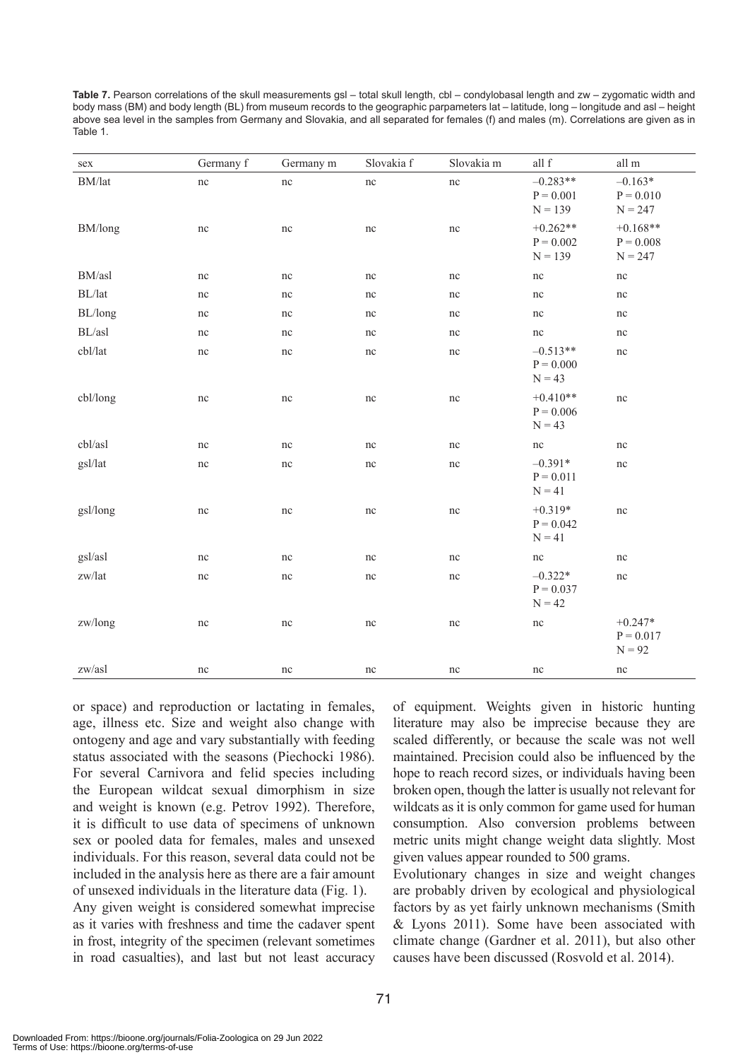**Table 7.** Pearson correlations of the skull measurements gsl – total skull length, cbl – condylobasal length and zw – zygomatic width and body mass (BM) and body length (BL) from museum records to the geographic parpameters lat – latitude, long – longitude and asl – height above sea level in the samples from Germany and Slovakia, and all separated for females (f) and males (m). Correlations are given as in Table 1.

| sex | Germany f | Germany m | Slovakia f | Slovakia m | all f | all m |
|---|---|---|---|---|---|---|
| BM/lat | nc | nc | nc | nc | –0.283** P = 0.001 N = 139 | –0.163* P = 0.010 N = 247 |
| BM/long | nc | nc | nc | nc | +0.262** P = 0.002 N = 139 | +0.168** P = 0.008 N = 247 |
| BM/asl | nc | nc | nc | nc | nc | nc |
| BL/lat | nc | nc | nc | nc | nc | nc |
| BL/long | nc | nc | nc | nc | nc | nc |
| BL/asl | nc | nc | nc | nc | nc | nc |
| cbl/lat | nc | nc | nc | nc | –0.513** P = 0.000 N = 43 | nc |
| cbl/long | nc | nc | nc | nc | +0.410** P = 0.006 N = 43 | nc |
| cbl/asl | nc | nc | nc | nc | nc | nc |
| gsl/lat | nc | nc | nc | nc | –0.391* P = 0.011 N = 41 | nc |
| gsl/long | nc | nc | nc | nc | +0.319* P = 0.042 N = 41 | nc |
| gsl/asl | nc | nc | nc | nc | nc | nc |
| zw/lat | nc | nc | nc | nc | –0.322* P = 0.037 N = 42 | nc |
| zw/long | nc | nc | nc | nc | nc | +0.247* P = 0.017 N = 92 |
| zw/asl | nc | nc | nc | nc | nc | nc |

or space) and reproduction or lactating in females, age, illness etc. Size and weight also change with ontogeny and age and vary substantially with feeding status associated with the seasons (Piechocki 1986). For several Carnivora and felid species including the European wildcat sexual dimorphism in size and weight is known (e.g. Petrov 1992). Therefore, it is difficult to use data of specimens of unknown sex or pooled data for females, males and unsexed individuals. For this reason, several data could not be included in the analysis here as there are a fair amount of unsexed individuals in the literature data (Fig. 1).

Any given weight is considered somewhat imprecise as it varies with freshness and time the cadaver spent in frost, integrity of the specimen (relevant sometimes in road casualties), and last but not least accuracy of equipment. Weights given in historic hunting literature may also be imprecise because they are scaled differently, or because the scale was not well maintained. Precision could also be influenced by the hope to reach record sizes, or individuals having been broken open, though the latter is usually not relevant for wildcats as it is only common for game used for human consumption. Also conversion problems between metric units might change weight data slightly. Most given values appear rounded to 500 grams.

Evolutionary changes in size and weight changes are probably driven by ecological and physiological factors by as yet fairly unknown mechanisms (Smith & Lyons 2011). Some have been associated with climate change (Gardner et al. 2011), but also other causes have been discussed (Rosvold et al. 2014).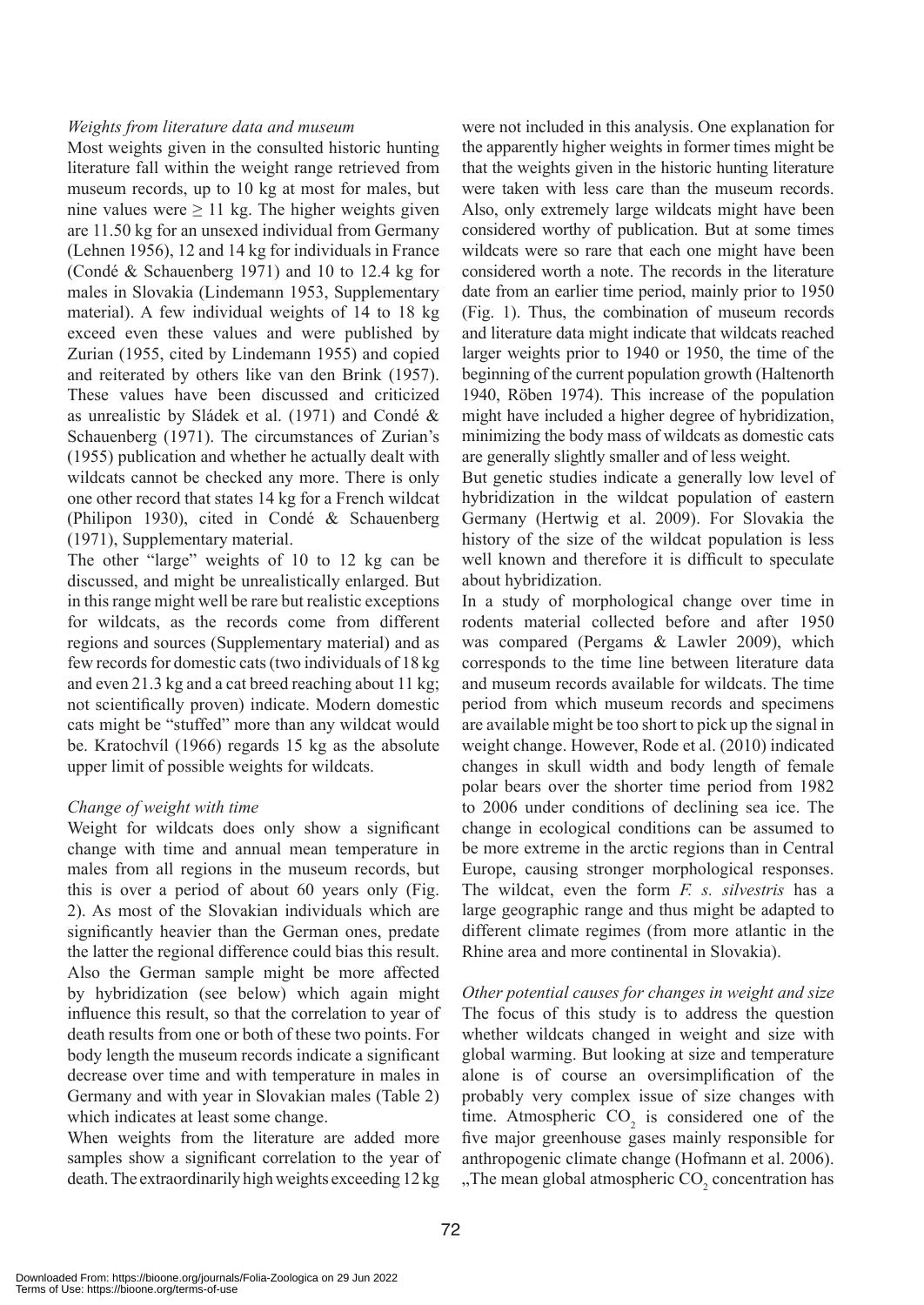### *Weights from literature data and museum*

Most weights given in the consulted historic hunting literature fall within the weight range retrieved from museum records, up to 10 kg at most for males, but nine values were ≥ 11 kg. The higher weights given are 11.50 kg for an unsexed individual from Germany (Lehnen 1956), 12 and 14 kg for individuals in France (Condé & Schauenberg 1971) and 10 to 12.4 kg for males in Slovakia (Lindemann 1953, Supplementary material). A few individual weights of 14 to 18 kg exceed even these values and were published by Zurian (1955, cited by Lindemann 1955) and copied and reiterated by others like van den Brink (1957). These values have been discussed and criticized as unrealistic by Sládek et al. (1971) and Condé & Schauenberg (1971). The circumstances of Zurian's (1955) publication and whether he actually dealt with wildcats cannot be checked any more. There is only one other record that states 14 kg for a French wildcat (Philipon 1930), cited in Condé & Schauenberg (1971), Supplementary material.

The other "large" weights of 10 to 12 kg can be discussed, and might be unrealistically enlarged. But in this range might well be rare but realistic exceptions for wildcats, as the records come from different regions and sources (Supplementary material) and as few records for domestic cats (two individuals of 18 kg and even 21.3 kg and a cat breed reaching about 11 kg; not scientifically proven) indicate. Modern domestic cats might be "stuffed" more than any wildcat would be. Kratochvíl (1966) regards 15 kg as the absolute upper limit of possible weights for wildcats.

### *Change of weight with time*

Weight for wildcats does only show a significant change with time and annual mean temperature in males from all regions in the museum records, but this is over a period of about 60 years only (Fig. 2). As most of the Slovakian individuals which are significantly heavier than the German ones, predate the latter the regional difference could bias this result. Also the German sample might be more affected by hybridization (see below) which again might influence this result, so that the correlation to year of death results from one or both of these two points. For body length the museum records indicate a significant decrease over time and with temperature in males in Germany and with year in Slovakian males (Table 2) which indicates at least some change.

When weights from the literature are added more samples show a significant correlation to the year of death. The extraordinarily high weights exceeding 12 kg were not included in this analysis. One explanation for the apparently higher weights in former times might be that the weights given in the historic hunting literature were taken with less care than the museum records. Also, only extremely large wildcats might have been considered worthy of publication. But at some times wildcats were so rare that each one might have been considered worth a note. The records in the literature date from an earlier time period, mainly prior to 1950 (Fig. 1). Thus, the combination of museum records and literature data might indicate that wildcats reached larger weights prior to 1940 or 1950, the time of the beginning of the current population growth (Haltenorth 1940, Röben 1974). This increase of the population might have included a higher degree of hybridization, minimizing the body mass of wildcats as domestic cats are generally slightly smaller and of less weight.

But genetic studies indicate a generally low level of hybridization in the wildcat population of eastern Germany (Hertwig et al. 2009). For Slovakia the history of the size of the wildcat population is less well known and therefore it is difficult to speculate about hybridization.

In a study of morphological change over time in rodents material collected before and after 1950 was compared (Pergams & Lawler 2009), which corresponds to the time line between literature data and museum records available for wildcats. The time period from which museum records and specimens are available might be too short to pick up the signal in weight change. However, Rode et al. (2010) indicated changes in skull width and body length of female polar bears over the shorter time period from 1982 to 2006 under conditions of declining sea ice. The change in ecological conditions can be assumed to be more extreme in the arctic regions than in Central Europe, causing stronger morphological responses. The wildcat, even the form *F. s. silvestris* has a large geographic range and thus might be adapted to different climate regimes (from more atlantic in the Rhine area and more continental in Slovakia).

### *Other potential causes for changes in weight and size*

The focus of this study is to address the question whether wildcats changed in weight and size with global warming. But looking at size and temperature alone is of course an oversimplification of the probably very complex issue of size changes with time. Atmospheric $CO_2$ is considered one of the five major greenhouse gases mainly responsible for anthropogenic climate change (Hofmann et al. 2006). „The mean global atmospheric $CO_2$ concentration has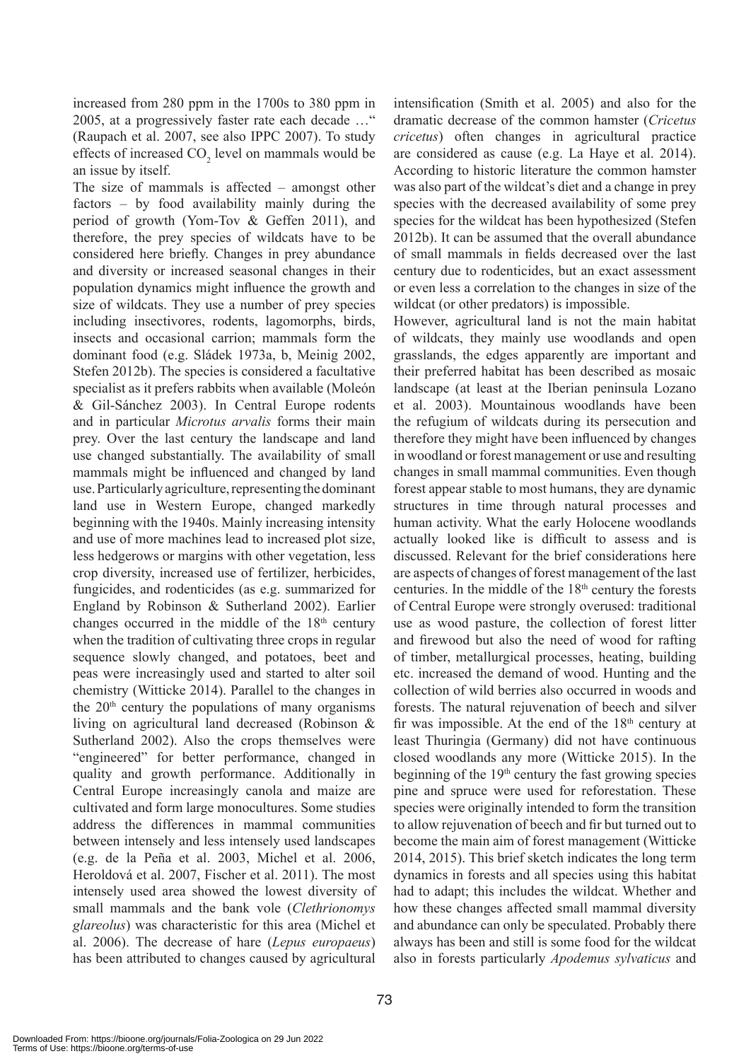increased from 280 ppm in the 1700s to 380 ppm in 2005, at a progressively faster rate each decade …" (Raupach et al. 2007, see also IPPC 2007). To study effects of increased $CO_2$ level on mammals would be an issue by itself.

The size of mammals is affected – amongst other factors – by food availability mainly during the period of growth (Yom-Tov & Geffen 2011), and therefore, the prey species of wildcats have to be considered here briefly. Changes in prey abundance and diversity or increased seasonal changes in their population dynamics might influence the growth and size of wildcats. They use a number of prey species including insectivores, rodents, lagomorphs, birds, insects and occasional carrion; mammals form the dominant food (e.g. Sládek 1973a, b, Meinig 2002, Stefen 2012b). The species is considered a facultative specialist as it prefers rabbits when available (Moleón & Gil-Sánchez 2003). In Central Europe rodents and in particular *Microtus arvalis* forms their main prey. Over the last century the landscape and land use changed substantially. The availability of small mammals might be influenced and changed by land use. Particularly agriculture, representing the dominant land use in Western Europe, changed markedly beginning with the 1940s. Mainly increasing intensity and use of more machines lead to increased plot size, less hedgerows or margins with other vegetation, less crop diversity, increased use of fertilizer, herbicides, fungicides, and rodenticides (as e.g. summarized for England by Robinson & Sutherland 2002). Earlier changes occurred in the middle of the 18th century when the tradition of cultivating three crops in regular sequence slowly changed, and potatoes, beet and peas were increasingly used and started to alter soil chemistry (Witticke 2014). Parallel to the changes in the 20th century the populations of many organisms living on agricultural land decreased (Robinson & Sutherland 2002). Also the crops themselves were "engineered" for better performance, changed in quality and growth performance. Additionally in Central Europe increasingly canola and maize are cultivated and form large monocultures. Some studies address the differences in mammal communities between intensely and less intensely used landscapes (e.g. de la Peña et al. 2003, Michel et al. 2006, Heroldová et al. 2007, Fischer et al. 2011). The most intensely used area showed the lowest diversity of small mammals and the bank vole (*Clethrionomys glareolus*) was characteristic for this area (Michel et al. 2006). The decrease of hare (*Lepus europaeus*) has been attributed to changes caused by agricultural intensification (Smith et al. 2005) and also for the dramatic decrease of the common hamster (*Cricetus cricetus*) often changes in agricultural practice are considered as cause (e.g. La Haye et al. 2014). According to historic literature the common hamster was also part of the wildcat's diet and a change in prey species with the decreased availability of some prey species for the wildcat has been hypothesized (Stefen 2012b). It can be assumed that the overall abundance of small mammals in fields decreased over the last century due to rodenticides, but an exact assessment or even less a correlation to the changes in size of the wildcat (or other predators) is impossible.

However, agricultural land is not the main habitat of wildcats, they mainly use woodlands and open grasslands, the edges apparently are important and their preferred habitat has been described as mosaic landscape (at least at the Iberian peninsula Lozano et al. 2003). Mountainous woodlands have been the refugium of wildcats during its persecution and therefore they might have been influenced by changes in woodland or forest management or use and resulting changes in small mammal communities. Even though forest appear stable to most humans, they are dynamic structures in time through natural processes and human activity. What the early Holocene woodlands actually looked like is difficult to assess and is discussed. Relevant for the brief considerations here are aspects of changes of forest management of the last centuries. In the middle of the 18th century the forests of Central Europe were strongly overused: traditional use as wood pasture, the collection of forest litter and firewood but also the need of wood for rafting of timber, metallurgical processes, heating, building etc. increased the demand of wood. Hunting and the collection of wild berries also occurred in woods and forests. The natural rejuvenation of beech and silver fir was impossible. At the end of the 18th century at least Thuringia (Germany) did not have continuous closed woodlands any more (Witticke 2015). In the beginning of the 19th century the fast growing species pine and spruce were used for reforestation. These species were originally intended to form the transition to allow rejuvenation of beech and fir but turned out to become the main aim of forest management (Witticke 2014, 2015). This brief sketch indicates the long term dynamics in forests and all species using this habitat had to adapt; this includes the wildcat. Whether and how these changes affected small mammal diversity and abundance can only be speculated. Probably there always has been and still is some food for the wildcat also in forests particularly *Apodemus sylvaticus* and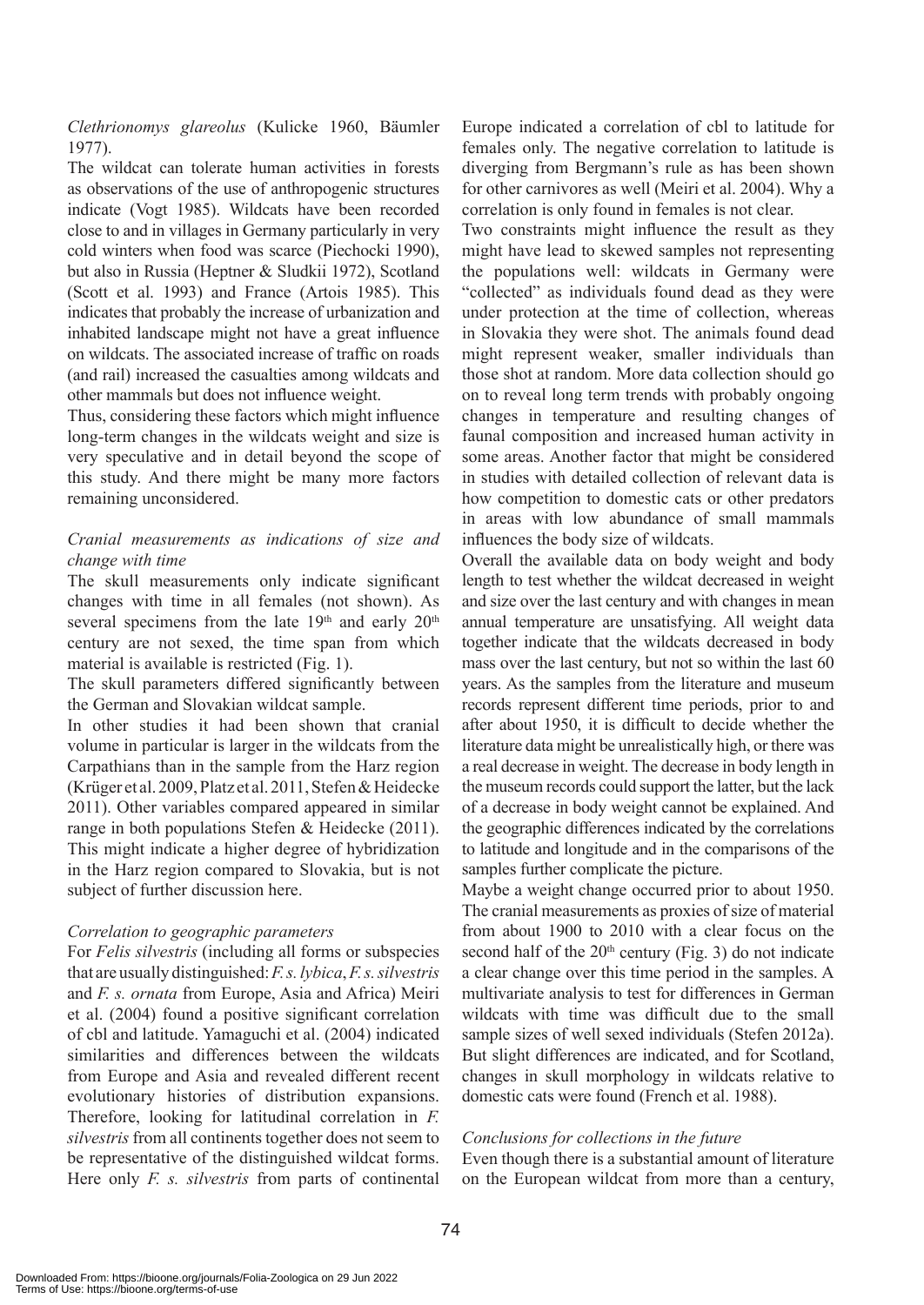*Clethrionomys glareolus* (Kulicke 1960, Bäumler 1977).

The wildcat can tolerate human activities in forests as observations of the use of anthropogenic structures indicate (Vogt 1985). Wildcats have been recorded close to and in villages in Germany particularly in very cold winters when food was scarce (Piechocki 1990), but also in Russia (Heptner & Sludkii 1972), Scotland (Scott et al. 1993) and France (Artois 1985). This indicates that probably the increase of urbanization and inhabited landscape might not have a great influence on wildcats. The associated increase of traffic on roads (and rail) increased the casualties among wildcats and other mammals but does not influence weight.

Thus, considering these factors which might influence long-term changes in the wildcats weight and size is very speculative and in detail beyond the scope of this study. And there might be many more factors remaining unconsidered.

### *Cranial measurements as indications of size and change with time*

The skull measurements only indicate significant changes with time in all females (not shown). As several specimens from the late 19th and early 20th century are not sexed, the time span from which material is available is restricted (Fig. 1).

The skull parameters differed significantly between the German and Slovakian wildcat sample.

In other studies it had been shown that cranial volume in particular is larger in the wildcats from the Carpathians than in the sample from the Harz region (Krüger et al. 2009, Platz et al. 2011, Stefen & Heidecke 2011). Other variables compared appeared in similar range in both populations Stefen & Heidecke (2011). This might indicate a higher degree of hybridization in the Harz region compared to Slovakia, but is not subject of further discussion here.

### *Correlation to geographic parameters*

For *Felis silvestris* (including all forms or subspecies that are usually distinguished: *F. s. lybica*, *F. s. silvestris* and *F. s. ornata* from Europe, Asia and Africa) Meiri et al. (2004) found a positive significant correlation of cbl and latitude. Yamaguchi et al. (2004) indicated similarities and differences between the wildcats from Europe and Asia and revealed different recent evolutionary histories of distribution expansions. Therefore, looking for latitudinal correlation in *F. silvestris* from all continents together does not seem to be representative of the distinguished wildcat forms. Here only *F. s. silvestris* from parts of continental Europe indicated a correlation of cbl to latitude for females only. The negative correlation to latitude is diverging from Bergmann's rule as has been shown for other carnivores as well (Meiri et al. 2004). Why a correlation is only found in females is not clear.

Two constraints might influence the result as they might have lead to skewed samples not representing the populations well: wildcats in Germany were "collected" as individuals found dead as they were under protection at the time of collection, whereas in Slovakia they were shot. The animals found dead might represent weaker, smaller individuals than those shot at random. More data collection should go on to reveal long term trends with probably ongoing changes in temperature and resulting changes of faunal composition and increased human activity in some areas. Another factor that might be considered in studies with detailed collection of relevant data is how competition to domestic cats or other predators in areas with low abundance of small mammals influences the body size of wildcats.

Overall the available data on body weight and body length to test whether the wildcat decreased in weight and size over the last century and with changes in mean annual temperature are unsatisfying. All weight data together indicate that the wildcats decreased in body mass over the last century, but not so within the last 60 years. As the samples from the literature and museum records represent different time periods, prior to and after about 1950, it is difficult to decide whether the literature data might be unrealistically high, or there was a real decrease in weight. The decrease in body length in the museum records could support the latter, but the lack of a decrease in body weight cannot be explained. And the geographic differences indicated by the correlations to latitude and longitude and in the comparisons of the samples further complicate the picture.

Maybe a weight change occurred prior to about 1950. The cranial measurements as proxies of size of material from about 1900 to 2010 with a clear focus on the second half of the 20th century (Fig. 3) do not indicate a clear change over this time period in the samples. A multivariate analysis to test for differences in German wildcats with time was difficult due to the small sample sizes of well sexed individuals (Stefen 2012a). But slight differences are indicated, and for Scotland, changes in skull morphology in wildcats relative to domestic cats were found (French et al. 1988).

### *Conclusions for collections in the future*

Even though there is a substantial amount of literature on the European wildcat from more than a century,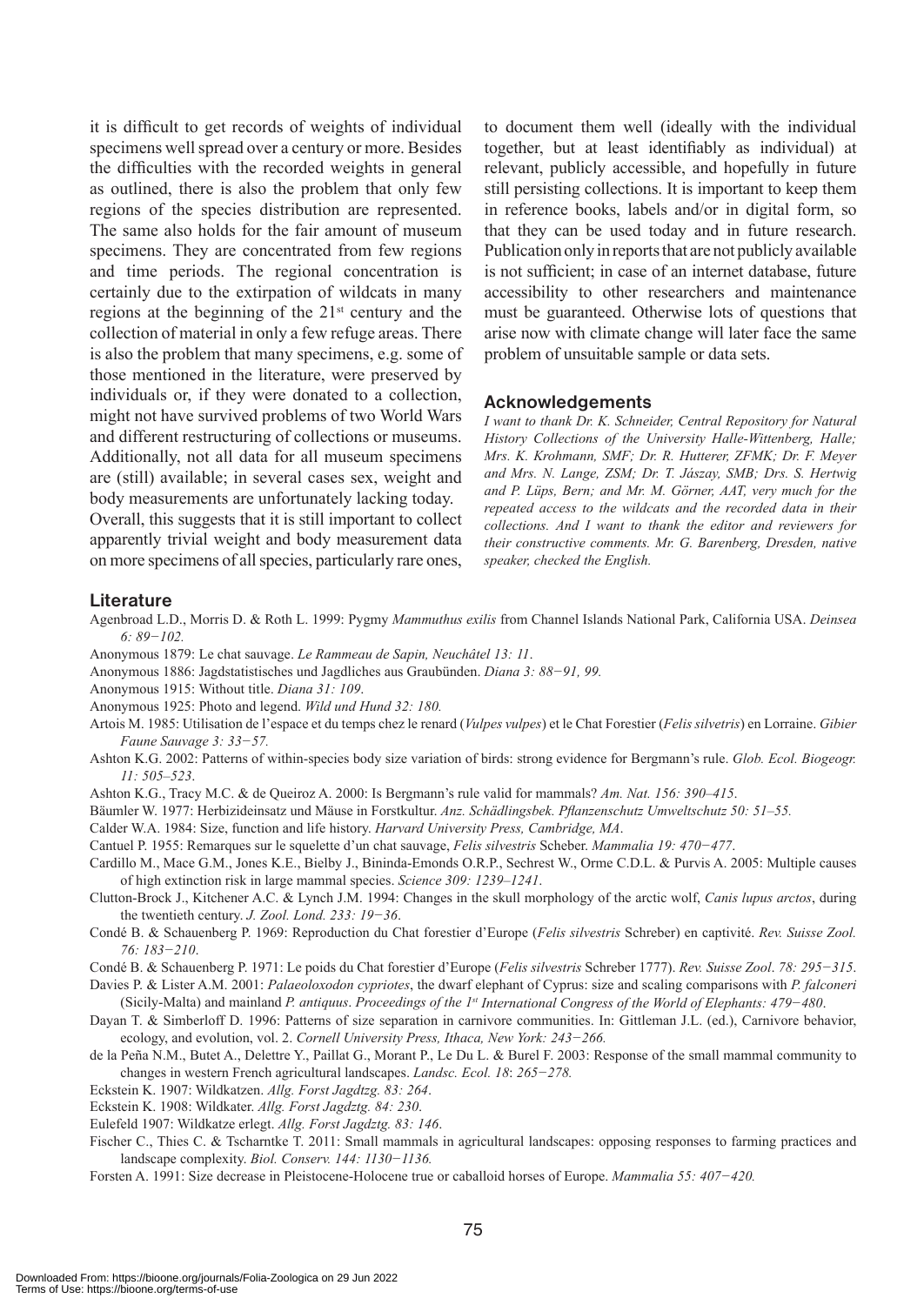it is difficult to get records of weights of individual specimens well spread over a century or more. Besides the difficulties with the recorded weights in general as outlined, there is also the problem that only few regions of the species distribution are represented. The same also holds for the fair amount of museum specimens. They are concentrated from few regions and time periods. The regional concentration is certainly due to the extirpation of wildcats in many regions at the beginning of the 21st century and the collection of material in only a few refuge areas. There is also the problem that many specimens, e.g. some of those mentioned in the literature, were preserved by individuals or, if they were donated to a collection, might not have survived problems of two World Wars and different restructuring of collections or museums. Additionally, not all data for all museum specimens are (still) available; in several cases sex, weight and body measurements are unfortunately lacking today.

Overall, this suggests that it is still important to collect apparently trivial weight and body measurement data on more specimens of all species, particularly rare ones, to document them well (ideally with the individual together, but at least identifiably as individual) at relevant, publicly accessible, and hopefully in future still persisting collections. It is important to keep them in reference books, labels and/or in digital form, so that they can be used today and in future research. Publication only in reports that are not publicly available is not sufficient; in case of an internet database, future accessibility to other researchers and maintenance must be guaranteed. Otherwise lots of questions that arise now with climate change will later face the same problem of unsuitable sample or data sets.

## Acknowledgements

*I want to thank Dr. K. Schneider, Central Repository for Natural History Collections of the University Halle-Wittenberg, Halle; Mrs. K. Krohmann, SMF; Dr. R. Hutterer, ZFMK; Dr. F. Meyer and Mrs. N. Lange, ZSM; Dr. T. Jászay, SMB; Drs. S. Hertwig and P. Lüps, Bern; and Mr. M. Görner, AAT, very much for the repeated access to the wildcats and the recorded data in their collections. And I want to thank the editor and reviewers for their constructive comments. Mr. G. Barenberg, Dresden, native speaker, checked the English.*

## Literature

Agenbroad L.D., Morris D. & Roth L. 1999: Pygmy *Mammuthus exilis* from Channel Islands National Park, California USA. *Deinsea 6: 89−102.*

Anonymous 1879: Le chat sauvage. *Le Rammeau de Sapin, Neuchâtel 13: 11.*

Anonymous 1886: Jagdstatistisches und Jagdliches aus Graubünden. *Diana 3: 88−91, 99.*

Anonymous 1915: Without title. *Diana 31: 109*.

Anonymous 1925: Photo and legend. *Wild und Hund 32: 180.*

Artois M. 1985: Utilisation de l'espace et du temps chez le renard (*Vulpes vulpes*) et le Chat Forestier (*Felis silvetris*) en Lorraine. *Gibier Faune Sauvage 3: 33−57.*

Ashton K.G. 2002: Patterns of within-species body size variation of birds: strong evidence for Bergmann's rule. *Glob. Ecol. Biogeogr. 11: 505–523*.

Ashton K.G., Tracy M.C. & de Queiroz A. 2000: Is Bergmann's rule valid for mammals? *Am. Nat. 156: 390–415*.

Bäumler W. 1977: Herbizideinsatz und Mäuse in Forstkultur. *Anz. Schädlingsbek. Pflanzenschutz Umweltschutz 50: 51–55.*

Calder W.A. 1984: Size, function and life history. *Harvard University Press, Cambridge, MA*.

Cantuel P. 1955: Remarques sur le squelette d'un chat sauvage, *Felis silvestris* Scheber. *Mammalia 19: 470−477*.

Cardillo M., Mace G.M., Jones K.E., Bielby J., Bininda-Emonds O.R.P., Sechrest W., Orme C.D.L. & Purvis A. 2005: Multiple causes of high extinction risk in large mammal species. *Science 309: 1239–1241*.

Clutton-Brock J., Kitchener A.C. & Lynch J.M. 1994: Changes in the skull morphology of the arctic wolf, *Canis lupus arctos*, during the twentieth century. *J. Zool. Lond. 233: 19−36*.

Condé B. & Schauenberg P. 1969: Reproduction du Chat forestier d'Europe (*Felis silvestris* Schreber) en captivité. *Rev. Suisse Zool. 76: 183−210*.

Condé B. & Schauenberg P. 1971: Le poids du Chat forestier d'Europe (*Felis silvestris* Schreber 1777). *Rev. Suisse Zool*. *78: 295−315*.

Davies P. & Lister A.M. 2001: *Palaeoloxodon cypriotes*, the dwarf elephant of Cyprus: size and scaling comparisons with *P. falconeri* (Sicily-Malta) and mainland *P. antiquus*. *Proceedings of the 1st International Congress of the World of Elephants: 479−480*.

Dayan T. & Simberloff D. 1996: Patterns of size separation in carnivore communities. In: Gittleman J.L. (ed.), Carnivore behavior, ecology, and evolution, vol. 2. *Cornell University Press, Ithaca, New York: 243−266.*

de la Peña N.M., Butet A., Delettre Y., Paillat G., Morant P., Le Du L. & Burel F. 2003: Response of the small mammal community to changes in western French agricultural landscapes. *Landsc. Ecol. 18*: *265−278.*

Eckstein K. 1907: Wildkatzen. *Allg. Forst Jagdtzg. 83: 264*.

Eckstein K. 1908: Wildkater. *Allg. Forst Jagdztg. 84: 230*.

Eulefeld 1907: Wildkatze erlegt. *Allg. Forst Jagdztg. 83: 146*.

Fischer C., Thies C. & Tscharntke T. 2011: Small mammals in agricultural landscapes: opposing responses to farming practices and landscape complexity. *Biol. Conserv. 144: 1130−1136.*

Forsten A. 1991: Size decrease in Pleistocene-Holocene true or caballoid horses of Europe. *Mammalia 55: 407−420.*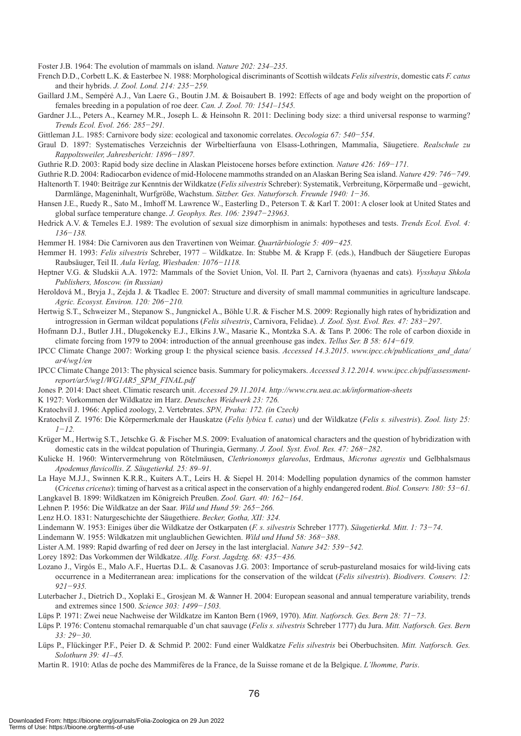Foster J.B. 1964: The evolution of mammals on island. *Nature 202: 234–235*.

French D.D., Corbett L.K. & Easterbee N. 1988: Morphological discriminants of Scottish wildcats *Felis silvestris*, domestic cats *F. catus* and their hybrids. *J. Zool. Lond. 214: 235−259.*

Gaillard J.M., Sempéré A.J., Van Laere G., Boutin J.M. & Boisaubert B. 1992: Effects of age and body weight on the proportion of females breeding in a population of roe deer. *Can. J. Zool. 70: 1541–1545.*

Gardner J.L., Peters A., Kearney M.R., Joseph L. & Heinsohn R. 2011: Declining body size: a third universal response to warming? *Trends Ecol. Evol. 266: 285−291.*

Gittleman J.L. 1985: Carnivore body size: ecological and taxonomic correlates. *Oecologia 67: 540−554*.

Graul D. 1897: Systematisches Verzeichnis der Wirbeltierfauna von Elsass-Lothringen, Mammalia, Säugetiere. *Realschule zu Rappoltsweiler, Jahresbericht: 1896−1897.*

Guthrie R.D. 2003: Rapid body size decline in Alaskan Pleistocene horses before extinction*. Nature 426: 169−171.*

Guthrie R.D. 2004: Radiocarbon evidence of mid-Holocene mammoths stranded on an Alaskan Bering Sea island. *Nature 429: 746−749*.

Haltenorth T. 1940: Beiträge zur Kenntnis der Wildkatze (*Felis silvestris* Schreber): Systematik, Verbreitung, Körpermaße und –gewicht, Darmlänge, Mageninhalt, Wurfgröße, Wachstum. *Sitzber. Ges. Naturforsch. Freunde 1940: 1−36*.

Hansen J.E., Ruedy R., Sato M., Imhoff M. Lawrence W., Easterling D., Peterson T. & Karl T. 2001: A closer look at United States and global surface temperature change. *J. Geophys. Res. 106: 23947−23963*.

Hedrick A.V. & Temeles E.J. 1989: The evolution of sexual size dimorphism in animals: hypotheses and tests. *Trends Ecol. Evol. 4: 136−138.*

Hemmer H. 1984: Die Carnivoren aus den Travertinen von Weimar. *Quartärbiologie 5: 409−425.*

Hemmer H. 1993: *Felis silvestris* Schreber, 1977 – Wildkatze. In: Stubbe M. & Krapp F. (eds.), Handbuch der Säugetiere Europas Raubsäuger, Teil II. *Aula Verlag, Wiesbaden: 1076−1118.*

Heptner V.G. & Sludskii A.A. 1972: Mammals of the Soviet Union, Vol. II. Part 2, Carnivora (hyaenas and cats)*. Vysshaya Shkola Publishers, Moscow. (in Russian)*

Heroldová M., Bryja J., Zejda J. & Tkadlec E. 2007: Structure and diversity of small mammal communities in agriculture landscape. *Agric. Ecosyst. Environ. 120: 206−210.*

Hertwig S.T., Schweizer M., Stepanow S., Jungnickel A., Böhle U.R. & Fischer M.S. 2009: Regionally high rates of hybridization and introgression in German wildcat populations (*Felis silvestris*, Carnivora, Felidae). *J. Zool. Syst. Evol. Res. 47: 283−297*.

Hofmann D.J., Butler J.H., Dlugokencky E.J., Elkins J.W., Masarie K., Montzka S.A. & Tans P. 2006: The role of carbon dioxide in climate forcing from 1979 to 2004: introduction of the annual greenhouse gas index. *Tellus Ser. B 58: 614−619.*

IPCC Climate Change 2007: Working group I: the physical science basis. *Accessed 14.3.2015*. *www.ipcc.ch/publications_and_data/ar4/wg1/en*

IPCC Climate Change 2013: The physical science basis. Summary for policymakers. *Accessed 3.12.2014. www.ipcc.ch/pdf/assessment-report/ar5/wg1/WG1AR5_SPM_FINAL.pdf*

Jones P. 2014: Dact sheet. Climatic research unit. *Accessed 29.11.2014. http://www.cru.uea.ac.uk/information-sheets*

K 1927: Vorkommen der Wildkatze im Harz. *Deutsches Weidwerk 23: 726.*

Kratochvíl J. 1966: Applied zoology, 2. Vertebrates. *SPN, Praha: 172. (in Czech)*

Kratochvíl Z. 1976: Die Körpermerkmale der Hauskatze (*Felis lybica* f. *catus*) und der Wildkatze (*Felis s. silvestris*). *Zool. listy 25: 1−12.*

Krüger M., Hertwig S.T., Jetschke G. & Fischer M.S. 2009: Evaluation of anatomical characters and the question of hybridization with domestic cats in the wildcat population of Thuringia, Germany. *J. Zool. Syst. Evol. Res. 47: 268−282*.

Kulicke H. 1960: Wintervermehrung von Rötelmäusen, *Clethrionomys glareolus*, Erdmaus, *Microtus agrestis* und Gelbhalsmaus *Apodemus flavicollis*. *Z. Säugetierkd. 25: 89–91.*

La Haye M.J.J., Swinnen K.R.R., Kuiters A.T., Leirs H. & Siepel H. 2014: Modelling population dynamics of the common hamster (*Cricetus cricetus*): timing of harvest as a critical aspect in the conservation of a highly endangered rodent. *Biol. Conserv. 180: 53−61.*

Langkavel B. 1899: Wildkatzen im Königreich Preußen. *Zool. Gart. 40: 162−164*.

Lehnen P. 1956: Die Wildkatze an der Saar. *Wild und Hund 59: 265−266.*

Lenz H.O. 1831: Naturgeschichte der Säugethiere. *Becker, Gotha, XII: 324.*

Lindemann W. 1953: Einiges über die Wildkatze der Ostkarpaten (*F. s. silvestris* Schreber 1777). *Säugetierkd. Mitt. 1: 73−74*.

Lindemann W. 1955: Wildkatzen mit unglaublichen Gewichten. *Wild und Hund 58: 368−388*.

Lister A.M. 1989: Rapid dwarfing of red deer on Jersey in the last interglacial. *Nature 342: 539−542.*

Lorey 1892: Das Vorkommen der Wildkatze. *Allg. Forst. Jagdztg. 68: 435−436.*

Lozano J., Virgós E., Malo A.F., Huertas D.L. & Casanovas J.G. 2003: Importance of scrub-pastureland mosaics for wild-living cats occurrence in a Mediterranean area: implications for the conservation of the wildcat (*Felis silvestris*). *Biodivers. Conserv. 12: 921−935.*

Luterbacher J., Dietrich D., Xoplaki E., Grosjean M. & Wanner H. 2004: European seasonal and annual temperature variability, trends and extremes since 1500. *Science 303: 1499−1503.*

Lüps P. 1971: Zwei neue Nachweise der Wildkatze im Kanton Bern (1969, 1970). *Mitt. Natforsch. Ges. Bern 28: 71−73*.

Lüps P. 1976: Contenu stomachal remarquable d'un chat sauvage (*Felis s. silvestris* Schreber 1777) du Jura. *Mitt. Natforsch. Ges. Bern 33: 29−30*.

Lüps P., Flückinger P.F., Peier D. & Schmid P. 2002: Fund einer Waldkatze *Felis silvestris* bei Oberbuchsiten. *Mitt. Natforsch. Ges. Solothurn 39: 41–45.*

Martin R. 1910: Atlas de poche des Mammifères de la France, de la Suisse romane et de la Belgique. *L'lhomme, Paris*.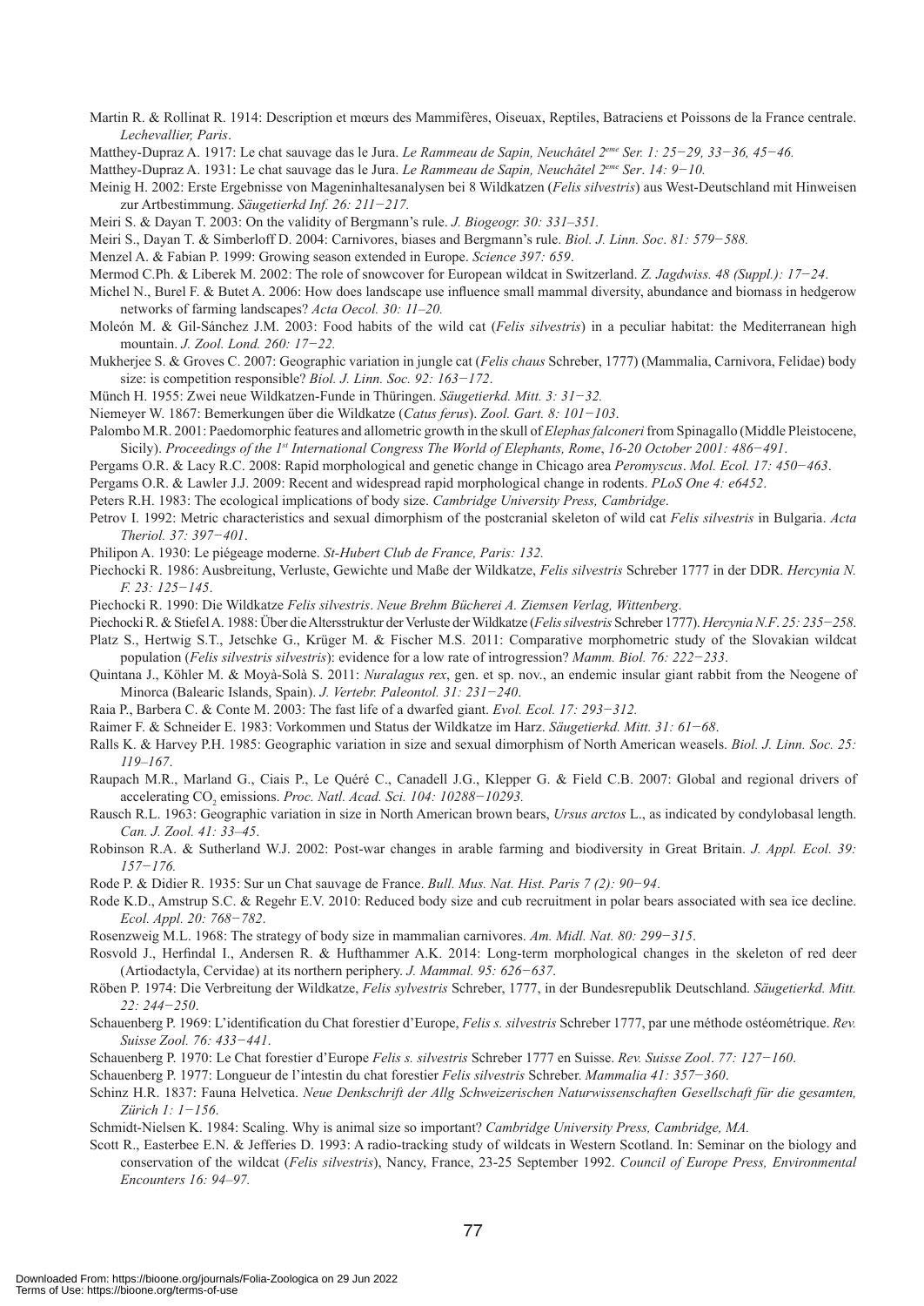Martin R. & Rollinat R. 1914: Description et mœurs des Mammifères, Oiseaux, Reptiles, Batraciens et Poissons de la France centrale. *Lechevallier, Paris*.

Matthey-Dupraz A. 1917: Le chat sauvage das le Jura. *Le Rammeau de Sapin, Neuchâtel 2ème Ser. 1: 25−29, 33−36, 45−46.*

Matthey-Dupraz A. 1931: Le chat sauvage das le Jura. *Le Rammeau de Sapin, Neuchâtel 2ème Ser*. *14: 9−10.*

Meinig H. 2002: Erste Ergebnisse von Mageninhaltesanalysen bei 8 Wildkatzen (*Felis silvestris*) aus West-Deutschland mit Hinweisen zur Artbestimmung. *Säugetierkd Inf. 26: 211−217.*

Meiri S. & Dayan T. 2003: On the validity of Bergmann's rule. *J. Biogeogr. 30: 331–351.*

Meiri S., Dayan T. & Simberloff D. 2004: Carnivores, biases and Bergmann's rule. *Biol. J. Linn. Soc*. *81: 579−588.*

Menzel A. & Fabian P. 1999: Growing season extended in Europe. *Science 397: 659*.

Mermod C.Ph. & Liberek M. 2002: The role of snowcover for European wildcat in Switzerland. *Z. Jagdwiss. 48 (Suppl.): 17−24*.

Michel N., Burel F. & Butet A. 2006: How does landscape use influence small mammal diversity, abundance and biomass in hedgerow networks of farming landscapes? *Acta Oecol. 30: 11–20.*

Moleón M. & Gil-Sánchez J.M. 2003: Food habits of the wild cat (*Felis silvestris*) in a peculiar habitat: the Mediterranean high mountain. *J. Zool. Lond. 260: 17−22.*

Mukherjee S. & Groves C. 2007: Geographic variation in jungle cat (*Felis chaus* Schreber, 1777) (Mammalia, Carnivora, Felidae) body size: is competition responsible? *Biol. J. Linn. Soc. 92: 163−172*.

Münch H. 1955: Zwei neue Wildkatzen-Funde in Thüringen. *Säugetierkd. Mitt. 3: 31−32.*

Niemeyer W. 1867: Bemerkungen über die Wildkatze (*Catus ferus*). *Zool. Gart. 8: 101−103*.

Palombo M.R. 2001: Paedomorphic features and allometric growth in the skull of *Elephas falconeri* from Spinagallo (Middle Pleistocene, Sicily). *Proceedings of the 1st International Congress The World of Elephants, Rome*, *16-20 October 2001: 486−491*.

Pergams O.R. & Lacy R.C. 2008: Rapid morphological and genetic change in Chicago area *Peromyscus*. *Mol. Ecol. 17: 450−463*.

Pergams O.R. & Lawler J.J. 2009: Recent and widespread rapid morphological change in rodents. *PLoS One 4: e6452*.

Peters R.H. 1983: The ecological implications of body size. *Cambridge University Press, Cambridge*.

Petrov I. 1992: Metric characteristics and sexual dimorphism of the postcranial skeleton of wild cat *Felis silvestris* in Bulgaria. *Acta Theriol. 37: 397−401*.

Philipon A. 1930: Le piégeage moderne. *St-Hubert Club de France, Paris: 132.*

Piechocki R. 1986: Ausbreitung, Verluste, Gewichte und Maße der Wildkatze, *Felis silvestris* Schreber 1777 in der DDR. *Hercynia N. F. 23: 125−145*.

Piechocki R. 1990: Die Wildkatze *Felis silvestris*. *Neue Brehm Bücherei A. Ziemsen Verlag, Wittenberg*.

Piechocki R. & Stiefel A. 1988: Über die Altersstruktur der Verluste der Wildkatze (*Felis silvestris* Schreber 1777). *Hercynia N.F*. *25: 235−258*.

Platz S., Hertwig S.T., Jetschke G., Krüger M. & Fischer M.S. 2011: Comparative morphometric study of the Slovakian wildcat population (*Felis silvestris silvestris*): evidence for a low rate of introgression? *Mamm. Biol. 76: 222−233*.

Quintana J., Köhler M. & Moyà-Solà S. 2011: *Nuralagus rex*, gen. et sp. nov., an endemic insular giant rabbit from the Neogene of Minorca (Balearic Islands, Spain). *J. Vertebr. Paleontol. 31: 231−240*.

Raia P., Barbera C. & Conte M. 2003: The fast life of a dwarfed giant. *Evol. Ecol. 17: 293−312.*

Raimer F. & Schneider E. 1983: Vorkommen und Status der Wildkatze im Harz. *Säugetierkd. Mitt. 31: 61−68*.

Ralls K. & Harvey P.H. 1985: Geographic variation in size and sexual dimorphism of North American weasels. *Biol. J. Linn. Soc. 25: 119–167*.

Raupach M.R., Marland G., Ciais P., Le Quéré C., Canadell J.G., Klepper G. & Field C.B. 2007: Global and regional drivers of accelerating $CO_2$ emissions. *Proc. Natl. Acad. Sci. 104: 10288−10293.*

Rausch R.L. 1963: Geographic variation in size in North American brown bears, *Ursus arctos* L., as indicated by condylobasal length. *Can. J. Zool. 41: 33–45*.

Robinson R.A. & Sutherland W.J. 2002: Post-war changes in arable farming and biodiversity in Great Britain. *J. Appl. Ecol. 39: 157−176.*

Rode P. & Didier R. 1935: Sur un Chat sauvage de France. *Bull. Mus. Nat. Hist. Paris 7 (2): 90−94*.

Rode K.D., Amstrup S.C. & Regehr E.V. 2010: Reduced body size and cub recruitment in polar bears associated with sea ice decline. *Ecol. Appl. 20: 768−782*.

Rosenzweig M.L. 1968: The strategy of body size in mammalian carnivores. *Am. Midl. Nat. 80: 299−315*.

Rosvold J., Herfindal I., Andersen R. & Hufthammer A.K. 2014: Long-term morphological changes in the skeleton of red deer (Artiodactyla, Cervidae) at its northern periphery. *J. Mammal. 95: 626−637.*

Röben P. 1974: Die Verbreitung der Wildkatze, *Felis sylvestris* Schreber, 1777, in der Bundesrepublik Deutschland. *Säugetierkd. Mitt. 22: 244−250*.

Schauenberg P. 1969: L'identification du Chat forestier d'Europe, *Felis s. silvestris* Schreber 1777, par une méthode ostéométrique. *Rev. Suisse Zool. 76: 433−441*.

Schauenberg P. 1970: Le Chat forestier d'Europe *Felis s. silvestris* Schreber 1777 en Suisse. *Rev. Suisse Zool*. *77: 127−160*.

Schauenberg P. 1977: Longueur de l'intestin du chat forestier *Felis silvestris* Schreber. *Mammalia 41: 357−360*.

Schinz H.R. 1837: Fauna Helvetica. *Neue Denkschrift der Allg Schweizerischen Naturwissenschaften Gesellschaft für die gesamten, Zürich 1: 1−156.*

Schmidt-Nielsen K. 1984: Scaling. Why is animal size so important? *Cambridge University Press, Cambridge, MA.*

Scott R., Easterbee E.N. & Jefferies D. 1993: A radio-tracking study of wildcats in Western Scotland. In: Seminar on the biology and conservation of the wildcat (*Felis silvestris*), Nancy, France, 23-25 September 1992. *Council of Europe Press, Environmental Encounters 16: 94–97.*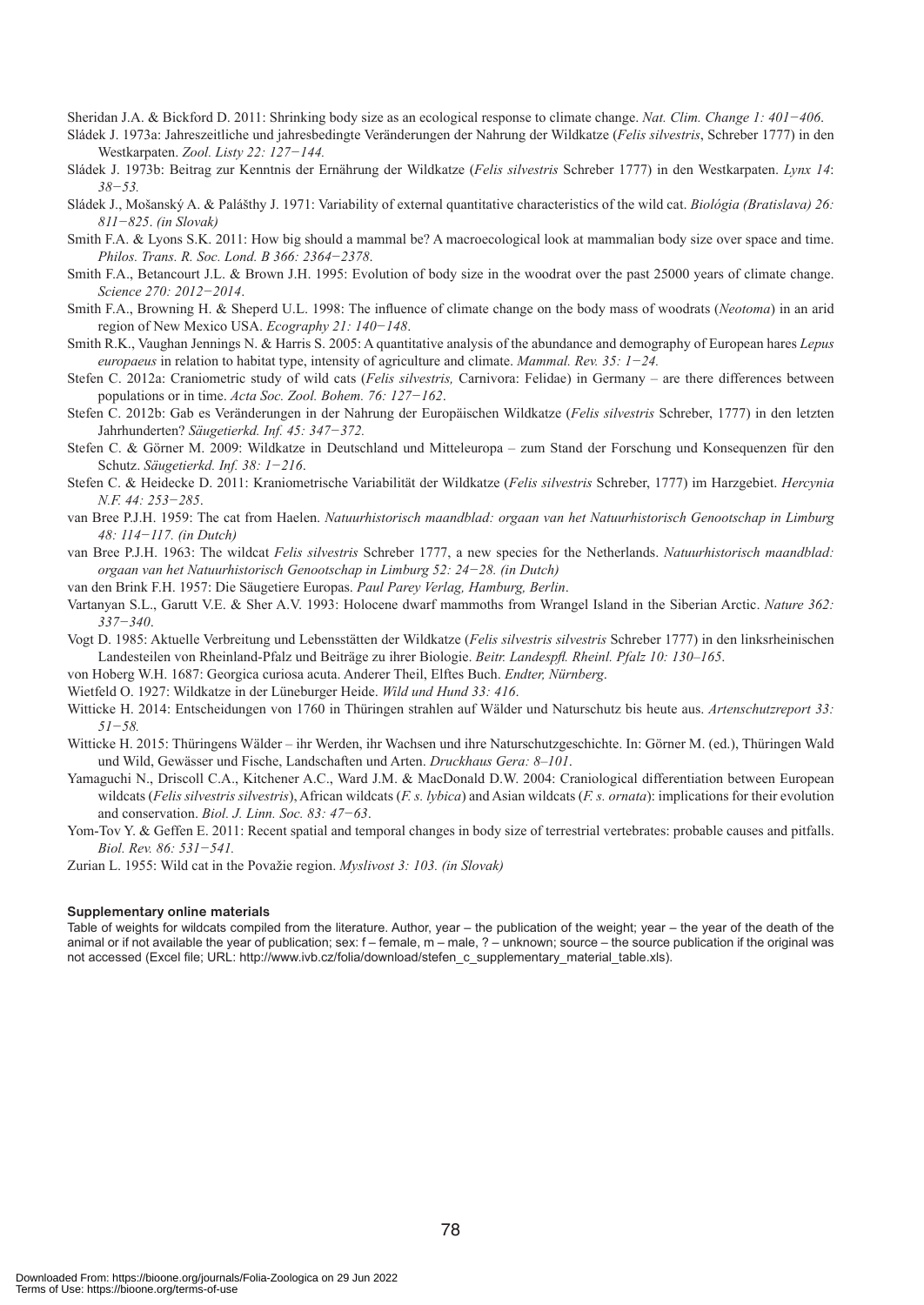Sheridan J.A. & Bickford D. 2011: Shrinking body size as an ecological response to climate change. *Nat. Clim. Change 1: 401−406*.

Sládek J. 1973a: Jahreszeitliche und jahresbedingte Veränderungen der Nahrung der Wildkatze (*Felis silvestris*, Schreber 1777) in den Westkarpaten. *Zool. Listy 22: 127−144.*

Sládek J. 1973b: Beitrag zur Kenntnis der Ernährung der Wildkatze (*Felis silvestris* Schreber 1777) in den Westkarpaten. *Lynx 14*: *38−53.*

Sládek J., Mošanský A. & Palášthy J. 1971: Variability of external quantitative characteristics of the wild cat. *Biológia (Bratislava) 26: 811−825*. *(in Slovak)*

Smith F.A. & Lyons S.K. 2011: How big should a mammal be? A macroecological look at mammalian body size over space and time. *Philos. Trans. R. Soc. Lond. B 366: 2364−2378*.

Smith F.A., Betancourt J.L. & Brown J.H. 1995: Evolution of body size in the woodrat over the past 25000 years of climate change. *Science 270: 2012−2014*.

Smith F.A., Browning H. & Sheperd U.L. 1998: The influence of climate change on the body mass of woodrats (*Neotoma*) in an arid region of New Mexico USA. *Ecography 21: 140−148*.

Smith R.K., Vaughan Jennings N. & Harris S. 2005: A quantitative analysis of the abundance and demography of European hares *Lepus europaeus* in relation to habitat type, intensity of agriculture and climate. *Mammal. Rev. 35: 1−24.*

Stefen C. 2012a: Craniometric study of wild cats (*Felis silvestris,* Carnivora: Felidae) in Germany – are there differences between populations or in time. *Acta Soc. Zool. Bohem. 76: 127−162*.

Stefen C. 2012b: Gab es Veränderungen in der Nahrung der Europäischen Wildkatze (*Felis silvestris* Schreber, 1777) in den letzten Jahrhunderten? *Säugetierkd. Inf. 45: 347−372.*

Stefen C. & Görner M. 2009: Wildkatze in Deutschland und Mitteleuropa – zum Stand der Forschung und Konsequenzen für den Schutz. *Säugetierkd. Inf. 38: 1−216*.

Stefen C. & Heidecke D. 2011: Kraniometrische Variabilität der Wildkatze (*Felis silvestris* Schreber, 1777) im Harzgebiet. *Hercynia N.F. 44: 253−285*.

van Bree P.J.H. 1959: The cat from Haelen. *Natuurhistorisch maandblad: orgaan van het Natuurhistorisch Genootschap in Limburg 48: 114−117. (in Dutch)*

van Bree P.J.H. 1963: The wildcat *Felis silvestris* Schreber 1777, a new species for the Netherlands. *Natuurhistorisch maandblad: orgaan van het Natuurhistorisch Genootschap in Limburg 52: 24−28. (in Dutch)*

van den Brink F.H. 1957: Die Säugetiere Europas. *Paul Parey Verlag, Hamburg, Berlin*.

Vartanyan S.L., Garutt V.E. & Sher A.V. 1993: Holocene dwarf mammoths from Wrangel Island in the Siberian Arctic. *Nature 362: 337−340*.

Vogt D. 1985: Aktuelle Verbreitung und Lebensstätten der Wildkatze (*Felis silvestris silvestris* Schreber 1777) in den linksrheinischen Landesteilen von Rheinland-Pfalz und Beiträge zu ihrer Biologie. *Beitr. Landespfl. Rheinl. Pfalz 10: 130–165*.

von Hoberg W.H. 1687: Georgica curiosa acuta. Anderer Theil, Elftes Buch. *Endter, Nürnberg*.

Wietfeld O. 1927: Wildkatze in der Lüneburger Heide. *Wild und Hund 33: 416*.

Witticke H. 2014: Entscheidungen von 1760 in Thüringen strahlen auf Wälder und Naturschutz bis heute aus. *Artenschutzreport 33: 51−58.*

Witticke H. 2015: Thüringens Wälder – ihr Werden, ihr Wachsen und ihre Naturschutzgeschichte. In: Görner M. (ed.), Thüringen Wald und Wild, Gewässer und Fische, Landschaften und Arten. *Druckhaus Gera: 8–101*.

Yamaguchi N., Driscoll C.A., Kitchener A.C., Ward J.M. & MacDonald D.W. 2004: Craniological differentiation between European wildcats (*Felis silvestris silvestris*), African wildcats (*F. s. lybica*) and Asian wildcats (*F. s. ornata*): implications for their evolution and conservation. *Biol. J. Linn. Soc. 83: 47−63*.

Yom-Tov Y. & Geffen E. 2011: Recent spatial and temporal changes in body size of terrestrial vertebrates: probable causes and pitfalls. *Biol. Rev. 86: 531−541.*

Zurian L. 1955: Wild cat in the Považie region. *Myslivost 3: 103. (in Slovak)*

**Supplementary online materials**

Table of weights for wildcats compiled from the literature. Author, year – the publication of the weight; year – the year of the death of the animal or if not available the year of publication; sex: f – female, m – male, ? – unknown; source – the source publication if the original was not accessed (Excel file; URL: http://www.ivb.cz/folia/download/stefen_c_supplementary_material_table.xls).